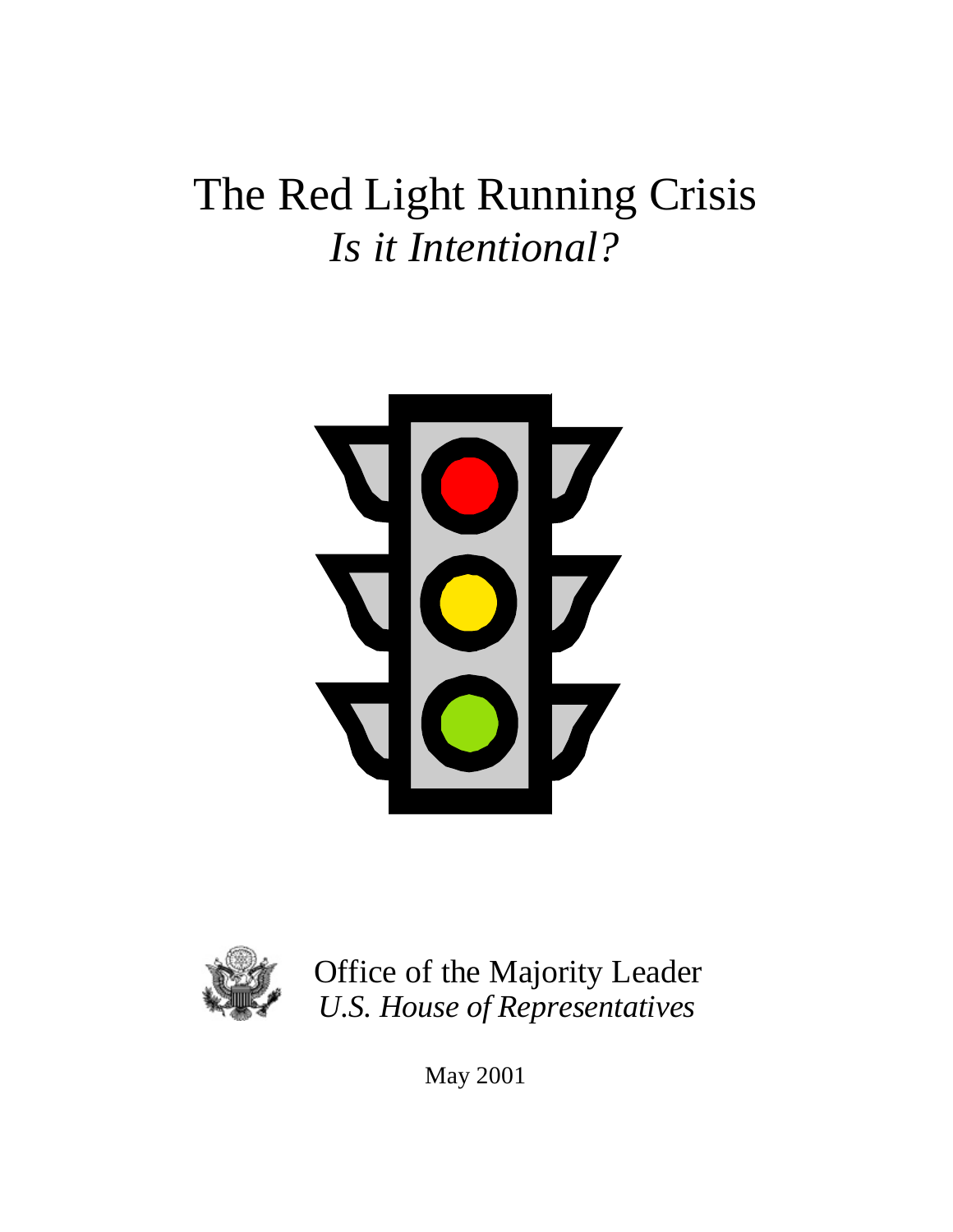# The Red Light Running Crisis
## *Is it Intentional?*

Office of the Majority Leader
*U.S. House of Representatives*

May 2001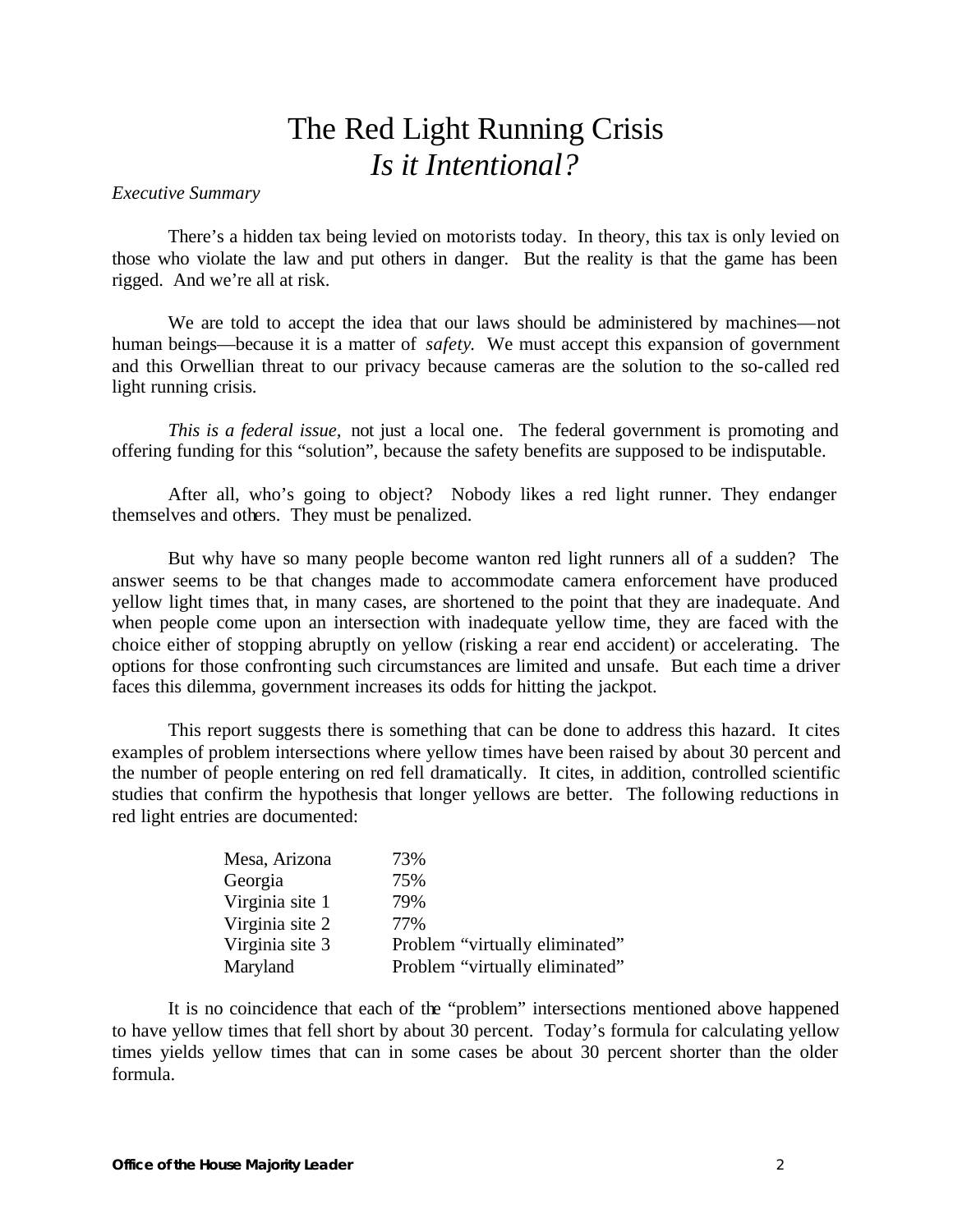# The Red Light Running Crisis
## *Is it Intentional?*

*Executive Summary*

There's a hidden tax being levied on motorists today. In theory, this tax is only levied on those who violate the law and put others in danger. But the reality is that the game has been rigged. And we're all at risk.

We are told to accept the idea that our laws should be administered by machines—not human beings—because it is a matter of *safety*. We must accept this expansion of government and this Orwellian threat to our privacy because cameras are the solution to the so-called red light running crisis.

*This is a federal issue,* not just a local one. The federal government is promoting and offering funding for this "solution", because the safety benefits are supposed to be indisputable.

After all, who's going to object? Nobody likes a red light runner. They endanger themselves and others. They must be penalized.

But why have so many people become wanton red light runners all of a sudden? The answer seems to be that changes made to accommodate camera enforcement have produced yellow light times that, in many cases, are shortened to the point that they are inadequate. And when people come upon an intersection with inadequate yellow time, they are faced with the choice either of stopping abruptly on yellow (risking a rear end accident) or accelerating. The options for those confronting such circumstances are limited and unsafe. But each time a driver faces this dilemma, government increases its odds for hitting the jackpot.

This report suggests there is something that can be done to address this hazard. It cites examples of problem intersections where yellow times have been raised by about 30 percent and the number of people entering on red fell dramatically. It cites, in addition, controlled scientific studies that confirm the hypothesis that longer yellows are better. The following reductions in red light entries are documented:

| | |
|---|---|
| Mesa, Arizona | 73% |
| Georgia | 75% |
| Virginia site 1 | 79% |
| Virginia site 2 | 77% |
| Virginia site 3 | Problem "virtually eliminated" |
| Maryland | Problem "virtually eliminated" |

It is no coincidence that each of the "problem" intersections mentioned above happened to have yellow times that fell short by about 30 percent. Today's formula for calculating yellow times yields yellow times that can in some cases be about 30 percent shorter than the older formula.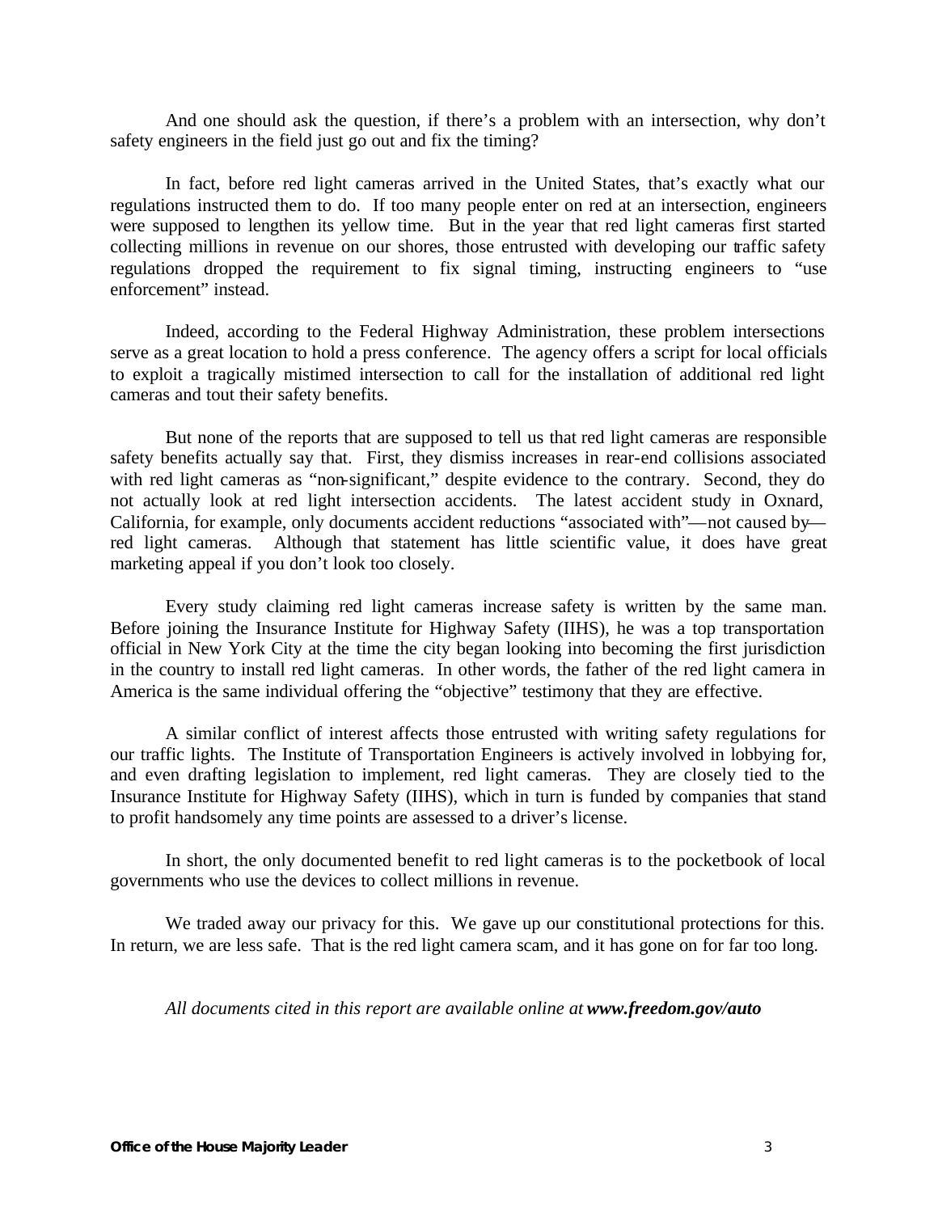And one should ask the question, if there's a problem with an intersection, why don't safety engineers in the field just go out and fix the timing?

In fact, before red light cameras arrived in the United States, that's exactly what our regulations instructed them to do. If too many people enter on red at an intersection, engineers were supposed to lengthen its yellow time. But in the year that red light cameras first started collecting millions in revenue on our shores, those entrusted with developing our traffic safety regulations dropped the requirement to fix signal timing, instructing engineers to "use enforcement" instead.

Indeed, according to the Federal Highway Administration, these problem intersections serve as a great location to hold a press conference. The agency offers a script for local officials to exploit a tragically mistimed intersection to call for the installation of additional red light cameras and tout their safety benefits.

But none of the reports that are supposed to tell us that red light cameras are responsible safety benefits actually say that. First, they dismiss increases in rear-end collisions associated with red light cameras as "non-significant," despite evidence to the contrary. Second, they do not actually look at red light intersection accidents. The latest accident study in Oxnard, California, for example, only documents accident reductions "associated with"—not caused by—red light cameras. Although that statement has little scientific value, it does have great marketing appeal if you don't look too closely.

Every study claiming red light cameras increase safety is written by the same man. Before joining the Insurance Institute for Highway Safety (IIHS), he was a top transportation official in New York City at the time the city began looking into becoming the first jurisdiction in the country to install red light cameras. In other words, the father of the red light camera in America is the same individual offering the "objective" testimony that they are effective.

A similar conflict of interest affects those entrusted with writing safety regulations for our traffic lights. The Institute of Transportation Engineers is actively involved in lobbying for, and even drafting legislation to implement, red light cameras. They are closely tied to the Insurance Institute for Highway Safety (IIHS), which in turn is funded by companies that stand to profit handsomely any time points are assessed to a driver's license.

In short, the only documented benefit to red light cameras is to the pocketbook of local governments who use the devices to collect millions in revenue.

We traded away our privacy for this. We gave up our constitutional protections for this. In return, we are less safe. That is the red light camera scam, and it has gone on for far too long.

*All documents cited in this report are available online at* ***www.freedom.gov/auto***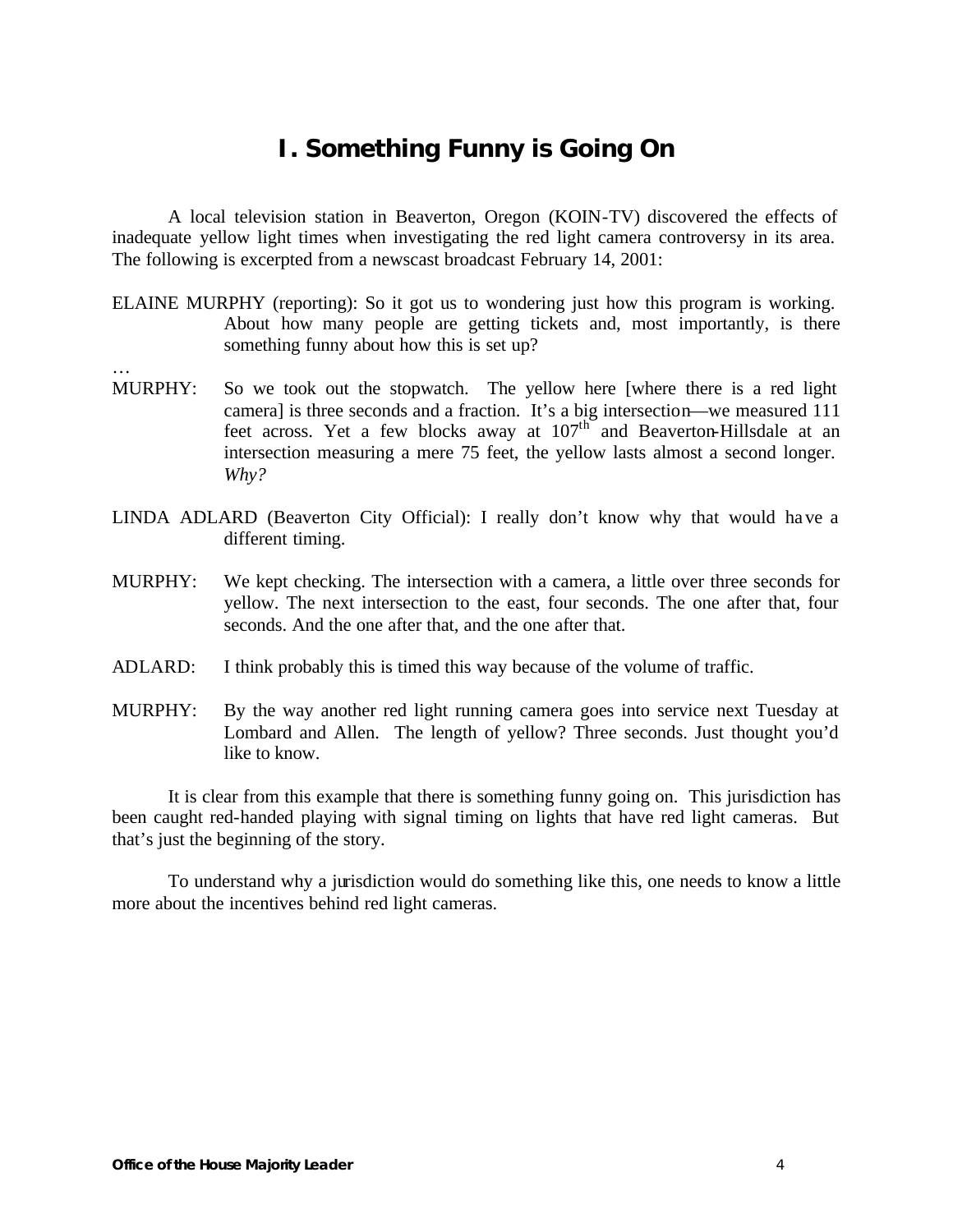# I. Something Funny is Going On

A local television station in Beaverton, Oregon (KOIN-TV) discovered the effects of inadequate yellow light times when investigating the red light camera controversy in its area. The following is excerpted from a newscast broadcast February 14, 2001:

ELAINE MURPHY (reporting): So it got us to wondering just how this program is working. About how many people are getting tickets and, most importantly, is there something funny about how this is set up?

…

MURPHY: So we took out the stopwatch. The yellow here [where there is a red light camera] is three seconds and a fraction. It's a big intersection—we measured 111 feet across. Yet a few blocks away at 107th and Beaverton-Hillsdale at an intersection measuring a mere 75 feet, the yellow lasts almost a second longer. *Why?*

LINDA ADLARD (Beaverton City Official): I really don't know why that would have a different timing.

MURPHY: We kept checking. The intersection with a camera, a little over three seconds for yellow. The next intersection to the east, four seconds. The one after that, four seconds. And the one after that, and the one after that.

ADLARD: I think probably this is timed this way because of the volume of traffic.

MURPHY: By the way another red light running camera goes into service next Tuesday at Lombard and Allen. The length of yellow? Three seconds. Just thought you'd like to know.

It is clear from this example that there is something funny going on. This jurisdiction has been caught red-handed playing with signal timing on lights that have red light cameras. But that's just the beginning of the story.

To understand why a jurisdiction would do something like this, one needs to know a little more about the incentives behind red light cameras.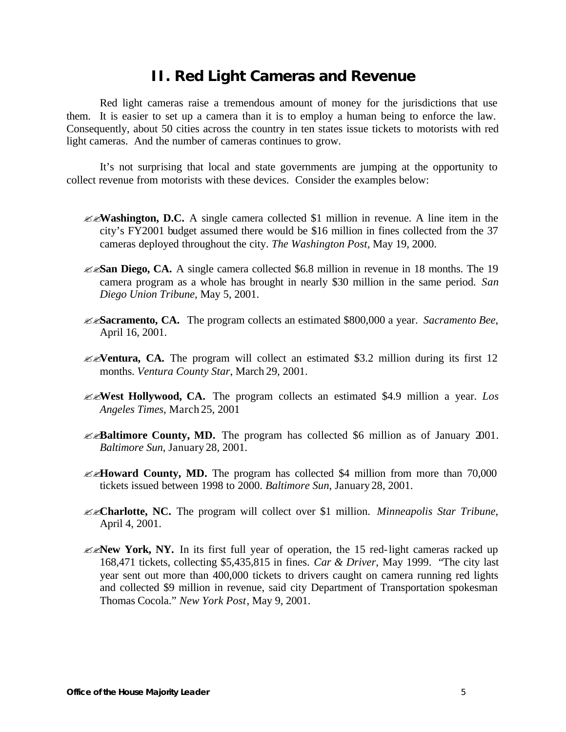## II. Red Light Cameras and Revenue

Red light cameras raise a tremendous amount of money for the jurisdictions that use them. It is easier to set up a camera than it is to employ a human being to enforce the law. Consequently, about 50 cities across the country in ten states issue tickets to motorists with red light cameras. And the number of cameras continues to grow.

It's not surprising that local and state governments are jumping at the opportunity to collect revenue from motorists with these devices. Consider the examples below:

- **Washington, D.C.** A single camera collected $1 million in revenue. A line item in the city's FY2001 budget assumed there would be $16 million in fines collected from the 37 cameras deployed throughout the city. *The Washington Post*, May 19, 2000.
- **San Diego, CA.** A single camera collected $6.8 million in revenue in 18 months. The 19 camera program as a whole has brought in nearly $30 million in the same period. *San Diego Union Tribune*, May 5, 2001.
- **Sacramento, CA.** The program collects an estimated $800,000 a year. *Sacramento Bee*, April 16, 2001.
- **Ventura, CA.** The program will collect an estimated $3.2 million during its first 12 months. *Ventura County Star*, March 29, 2001.
- **West Hollywood, CA.** The program collects an estimated $4.9 million a year. *Los Angeles Times*, March 25, 2001
- **Baltimore County, MD.** The program has collected $6 million as of January 2001. *Baltimore Sun*, January 28, 2001.
- **Howard County, MD.** The program has collected $4 million from more than 70,000 tickets issued between 1998 to 2000. *Baltimore Sun*, January 28, 2001.
- **Charlotte, NC.** The program will collect over $1 million. *Minneapolis Star Tribune*, April 4, 2001.
- **New York, NY.** In its first full year of operation, the 15 red-light cameras racked up 168,471 tickets, collecting $5,435,815 in fines. *Car & Driver*, May 1999. "The city last year sent out more than 400,000 tickets to drivers caught on camera running red lights and collected $9 million in revenue, said city Department of Transportation spokesman Thomas Cocola." *New York Post*, May 9, 2001.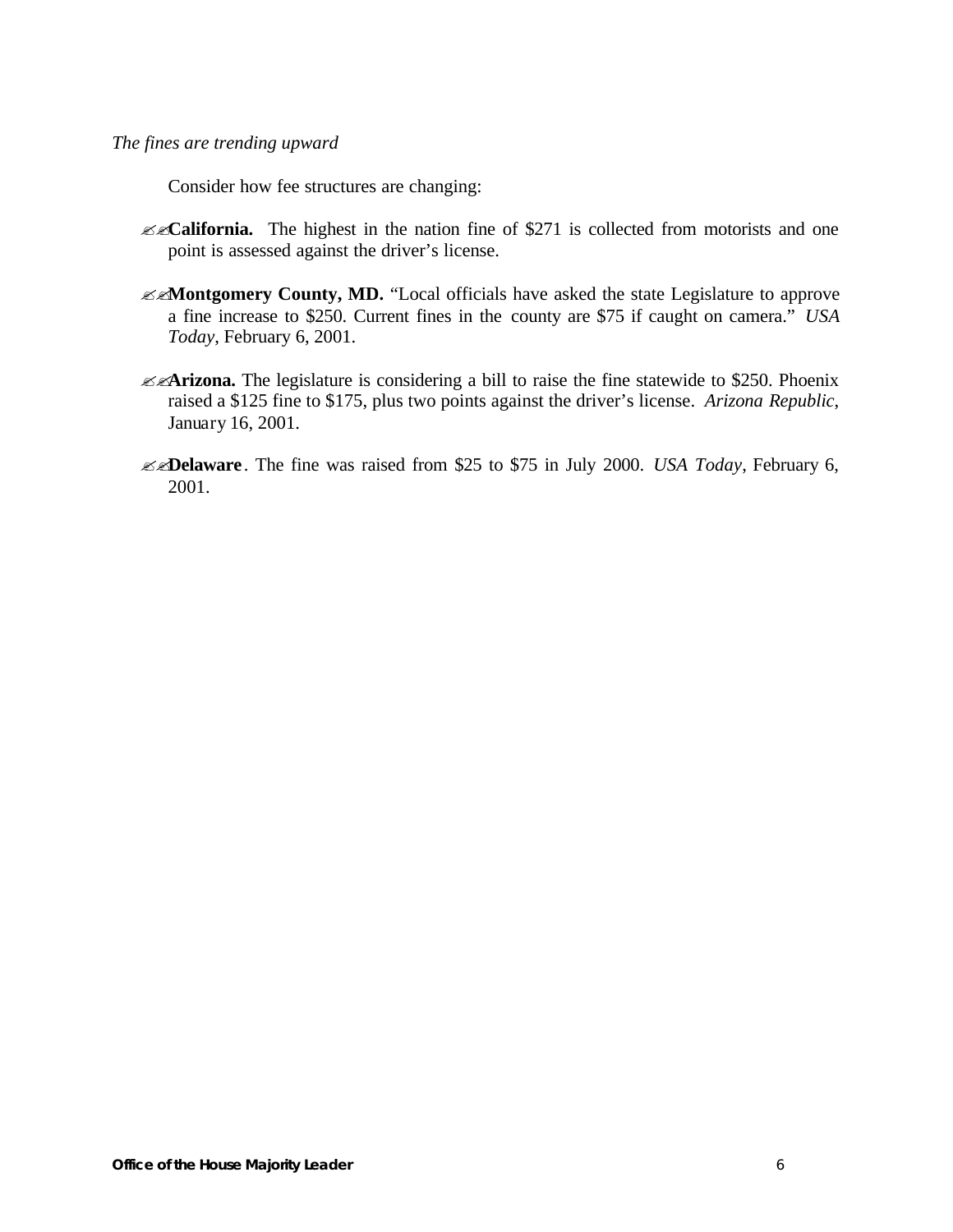*The fines are trending upward*

Consider how fee structures are changing:

- **California.** The highest in the nation fine of $271 is collected from motorists and one point is assessed against the driver's license.

- **Montgomery County, MD.** "Local officials have asked the state Legislature to approve a fine increase to $250. Current fines in the county are $75 if caught on camera." *USA Today*, February 6, 2001.

- **Arizona.** The legislature is considering a bill to raise the fine statewide to $250. Phoenix raised a $125 fine to $175, plus two points against the driver's license. *Arizona Republic*, January 16, 2001.

- **Delaware**. The fine was raised from $25 to $75 in July 2000. *USA Today*, February 6, 2001.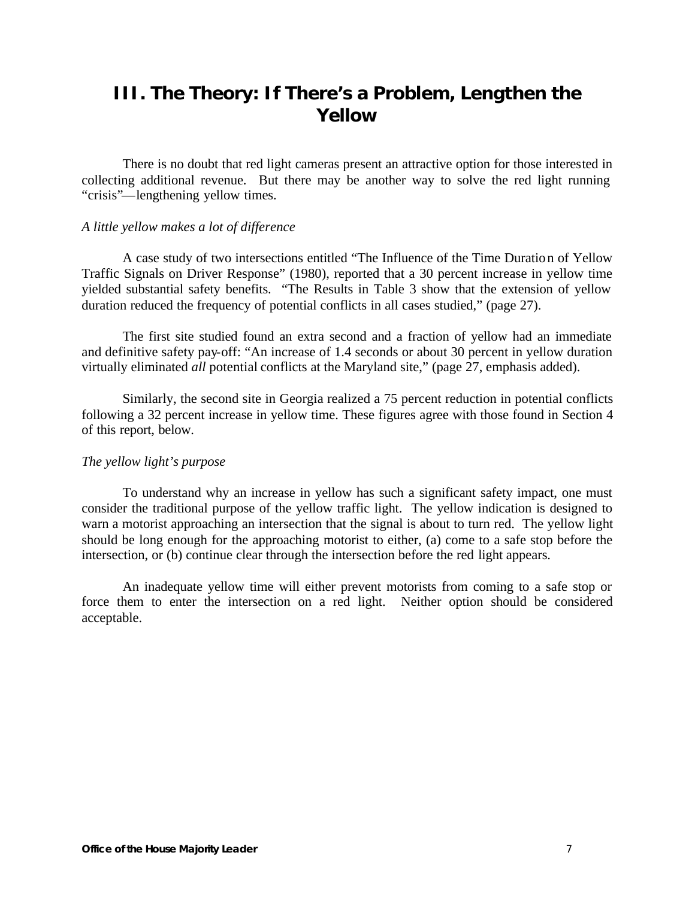## III. The Theory: If There's a Problem, Lengthen the Yellow

There is no doubt that red light cameras present an attractive option for those interested in collecting additional revenue. But there may be another way to solve the red light running "crisis"—lengthening yellow times.

*A little yellow makes a lot of difference*

A case study of two intersections entitled "The Influence of the Time Duration of Yellow Traffic Signals on Driver Response" (1980), reported that a 30 percent increase in yellow time yielded substantial safety benefits. "The Results in Table 3 show that the extension of yellow duration reduced the frequency of potential conflicts in all cases studied," (page 27).

The first site studied found an extra second and a fraction of yellow had an immediate and definitive safety pay-off: "An increase of 1.4 seconds or about 30 percent in yellow duration virtually eliminated *all* potential conflicts at the Maryland site," (page 27, emphasis added).

Similarly, the second site in Georgia realized a 75 percent reduction in potential conflicts following a 32 percent increase in yellow time. These figures agree with those found in Section 4 of this report, below.

*The yellow light's purpose*

To understand why an increase in yellow has such a significant safety impact, one must consider the traditional purpose of the yellow traffic light. The yellow indication is designed to warn a motorist approaching an intersection that the signal is about to turn red. The yellow light should be long enough for the approaching motorist to either, (a) come to a safe stop before the intersection, or (b) continue clear through the intersection before the red light appears.

An inadequate yellow time will either prevent motorists from coming to a safe stop or force them to enter the intersection on a red light. Neither option should be considered acceptable.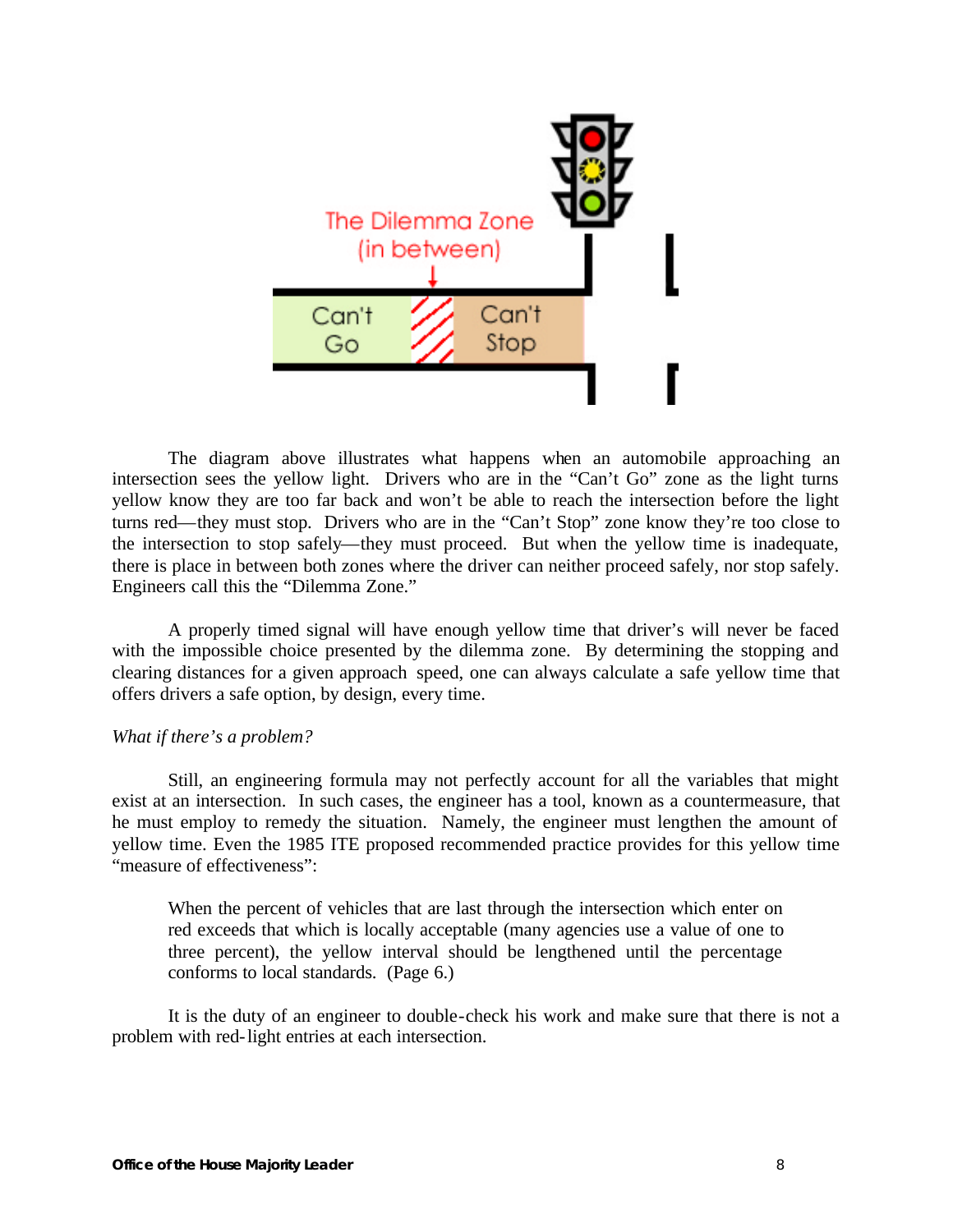The diagram above illustrates what happens when an automobile approaching an intersection sees the yellow light. Drivers who are in the “Can’t Go” zone as the light turns yellow know they are too far back and won’t be able to reach the intersection before the light turns red—they must stop. Drivers who are in the “Can’t Stop” zone know they’re too close to the intersection to stop safely—they must proceed. But when the yellow time is inadequate, there is place in between both zones where the driver can neither proceed safely, nor stop safely. Engineers call this the “Dilemma Zone.”

A properly timed signal will have enough yellow time that driver’s will never be faced with the impossible choice presented by the dilemma zone. By determining the stopping and clearing distances for a given approach speed, one can always calculate a safe yellow time that offers drivers a safe option, by design, every time.

*What if there’s a problem?*

Still, an engineering formula may not perfectly account for all the variables that might exist at an intersection. In such cases, the engineer has a tool, known as a countermeasure, that he must employ to remedy the situation. Namely, the engineer must lengthen the amount of yellow time. Even the 1985 ITE proposed recommended practice provides for this yellow time “measure of effectiveness”:

> When the percent of vehicles that are last through the intersection which enter on red exceeds that which is locally acceptable (many agencies use a value of one to three percent), the yellow interval should be lengthened until the percentage conforms to local standards. (Page 6.)

It is the duty of an engineer to double-check his work and make sure that there is not a problem with red-light entries at each intersection.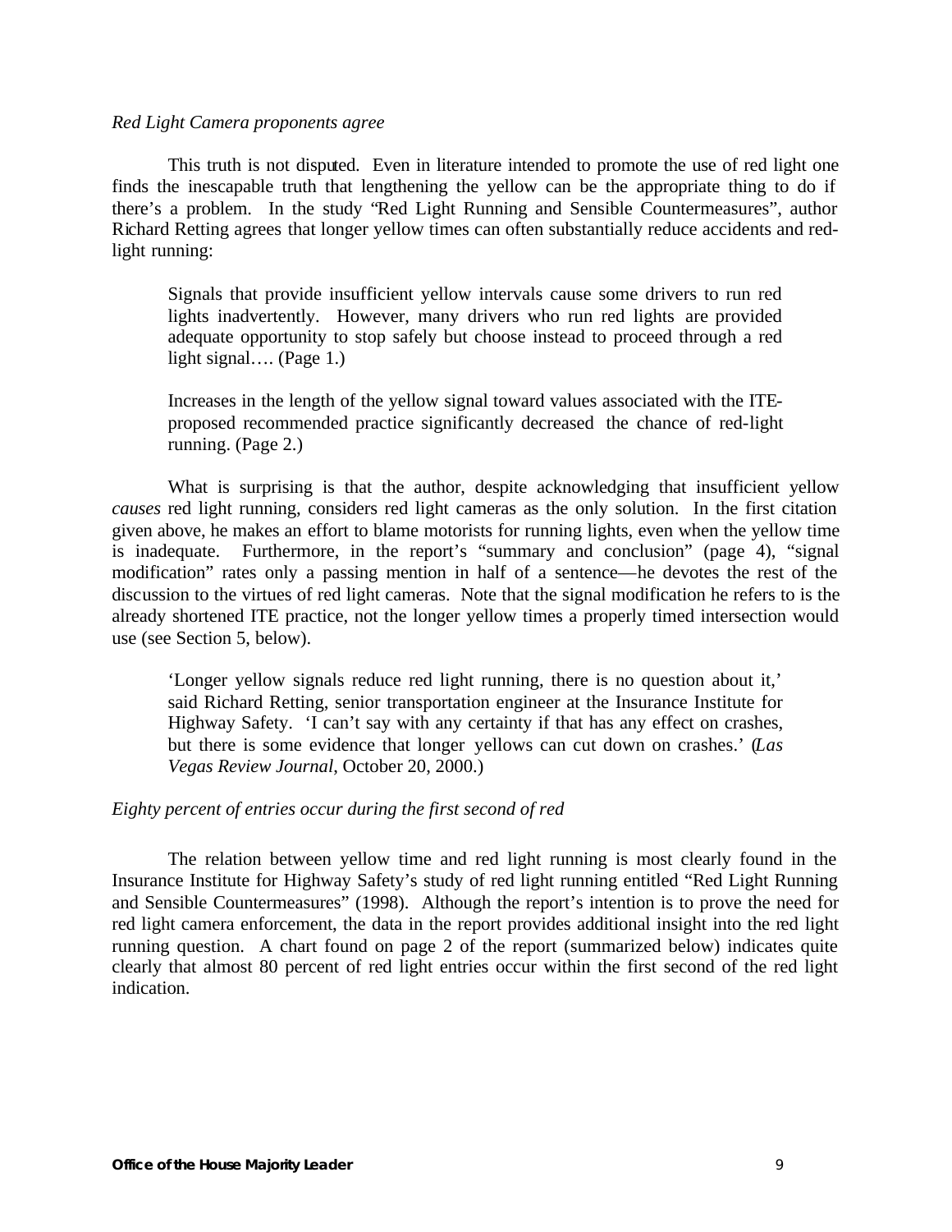*Red Light Camera proponents agree*

This truth is not disputed. Even in literature intended to promote the use of red light one finds the inescapable truth that lengthening the yellow can be the appropriate thing to do if there's a problem. In the study "Red Light Running and Sensible Countermeasures", author Richard Retting agrees that longer yellow times can often substantially reduce accidents and red-light running:

> Signals that provide insufficient yellow intervals cause some drivers to run red lights inadvertently. However, many drivers who run red lights are provided adequate opportunity to stop safely but choose instead to proceed through a red light signal…. (Page 1.)
>
> Increases in the length of the yellow signal toward values associated with the ITE-proposed recommended practice significantly decreased the chance of red-light running. (Page 2.)

What is surprising is that the author, despite acknowledging that insufficient yellow *causes* red light running, considers red light cameras as the only solution. In the first citation given above, he makes an effort to blame motorists for running lights, even when the yellow time is inadequate. Furthermore, in the report's "summary and conclusion" (page 4), "signal modification" rates only a passing mention in half of a sentence—he devotes the rest of the discussion to the virtues of red light cameras. Note that the signal modification he refers to is the already shortened ITE practice, not the longer yellow times a properly timed intersection would use (see Section 5, below).

> 'Longer yellow signals reduce red light running, there is no question about it,' said Richard Retting, senior transportation engineer at the Insurance Institute for Highway Safety. 'I can't say with any certainty if that has any effect on crashes, but there is some evidence that longer yellows can cut down on crashes.' (*Las Vegas Review Journal*, October 20, 2000.)

*Eighty percent of entries occur during the first second of red*

The relation between yellow time and red light running is most clearly found in the Insurance Institute for Highway Safety's study of red light running entitled "Red Light Running and Sensible Countermeasures" (1998). Although the report's intention is to prove the need for red light camera enforcement, the data in the report provides additional insight into the red light running question. A chart found on page 2 of the report (summarized below) indicates quite clearly that almost 80 percent of red light entries occur within the first second of the red light indication.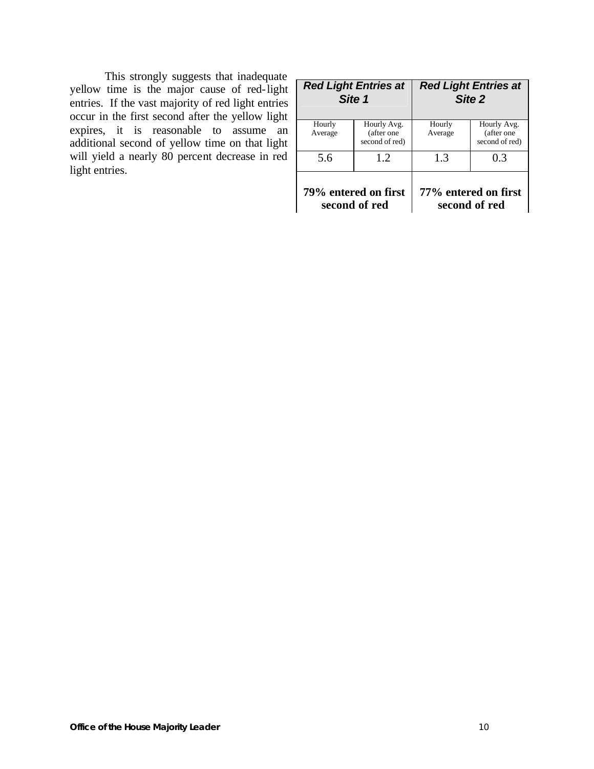This strongly suggests that inadequate yellow time is the major cause of red-light entries. If the vast majority of red light entries occur in the first second after the yellow light expires, it is reasonable to assume an additional second of yellow time on that light will yield a nearly 80 percent decrease in red light entries.

| ***Red Light Entries at Site 1*** | | ***Red Light Entries at Site 2*** | |
|---|---|---|---|
| Hourly Average | Hourly Avg. (after one second of red) | Hourly Average | Hourly Avg. (after one second of red) |
| 5.6 | 1.2 | 1.3 | 0.3 |
| **79% entered on first second of red** | | **77% entered on first second of red** | |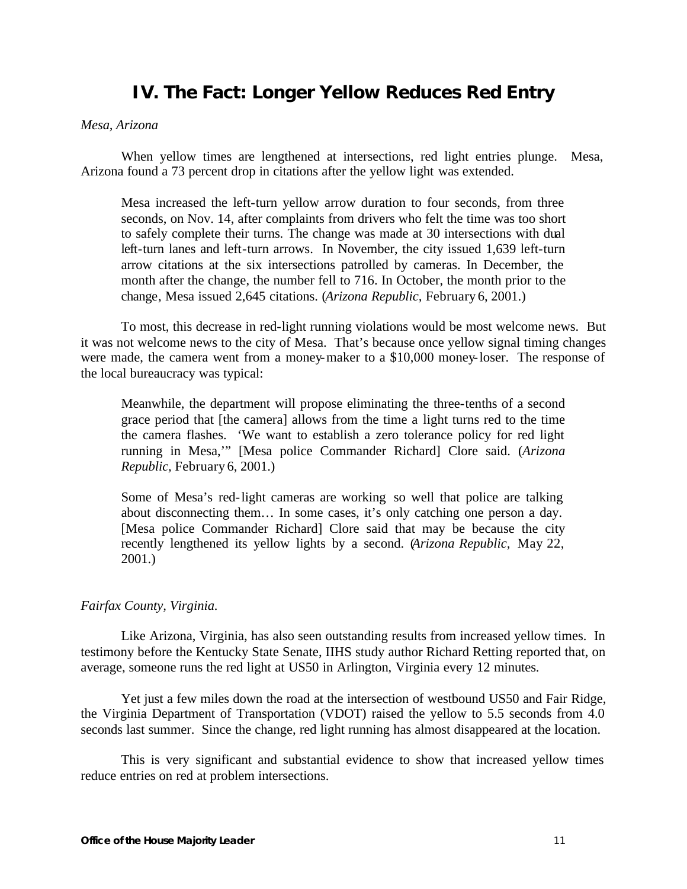# IV. The Fact: Longer Yellow Reduces Red Entry

*Mesa, Arizona*

When yellow times are lengthened at intersections, red light entries plunge. Mesa, Arizona found a 73 percent drop in citations after the yellow light was extended.

> Mesa increased the left-turn yellow arrow duration to four seconds, from three seconds, on Nov. 14, after complaints from drivers who felt the time was too short to safely complete their turns. The change was made at 30 intersections with dual left-turn lanes and left-turn arrows. In November, the city issued 1,639 left-turn arrow citations at the six intersections patrolled by cameras. In December, the month after the change, the number fell to 716. In October, the month prior to the change, Mesa issued 2,645 citations. (*Arizona Republic,* February 6, 2001.)

To most, this decrease in red-light running violations would be most welcome news. But it was not welcome news to the city of Mesa. That's because once yellow signal timing changes were made, the camera went from a money-maker to a $10,000 money-loser. The response of the local bureaucracy was typical:

> Meanwhile, the department will propose eliminating the three-tenths of a second grace period that [the camera] allows from the time a light turns red to the time the camera flashes. 'We want to establish a zero tolerance policy for red light running in Mesa,'" [Mesa police Commander Richard] Clore said. (*Arizona Republic,* February 6, 2001.)

> Some of Mesa's red-light cameras are working so well that police are talking about disconnecting them… In some cases, it's only catching one person a day. [Mesa police Commander Richard] Clore said that may be because the city recently lengthened its yellow lights by a second. (*Arizona Republic,* May 22, 2001.)

*Fairfax County, Virginia.*

Like Arizona, Virginia, has also seen outstanding results from increased yellow times. In testimony before the Kentucky State Senate, IIHS study author Richard Retting reported that, on average, someone runs the red light at US50 in Arlington, Virginia every 12 minutes.

Yet just a few miles down the road at the intersection of westbound US50 and Fair Ridge, the Virginia Department of Transportation (VDOT) raised the yellow to 5.5 seconds from 4.0 seconds last summer. Since the change, red light running has almost disappeared at the location.

This is very significant and substantial evidence to show that increased yellow times reduce entries on red at problem intersections.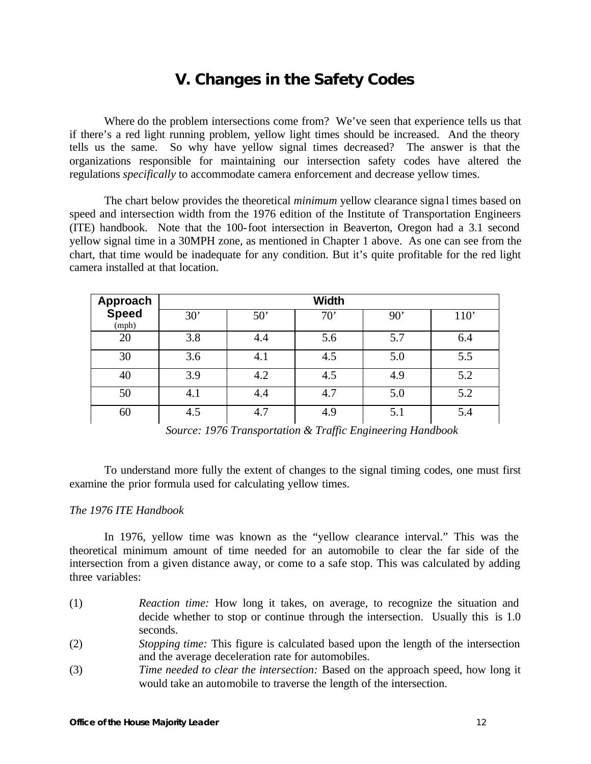## V. Changes in the Safety Codes

Where do the problem intersections come from? We've seen that experience tells us that if there's a red light running problem, yellow light times should be increased. And the theory tells us the same. So why have yellow signal times decreased? The answer is that the organizations responsible for maintaining our intersection safety codes have altered the regulations *specifically* to accommodate camera enforcement and decrease yellow times.

The chart below provides the theoretical *minimum* yellow clearance signal times based on speed and intersection width from the 1976 edition of the Institute of Transportation Engineers (ITE) handbook. Note that the 100-foot intersection in Beaverton, Oregon had a 3.1 second yellow signal time in a 30MPH zone, as mentioned in Chapter 1 above. As one can see from the chart, that time would be inadequate for any condition. But it's quite profitable for the red light camera installed at that location.

| **Approach Speed** (mph) | **Width** | | | | |
|---|---|---|---|---|---|
| | 30' | 50' | 70' | 90' | 110' |
| 20 | 3.8 | 4.4 | 5.6 | 5.7 | 6.4 |
| 30 | 3.6 | 4.1 | 4.5 | 5.0 | 5.5 |
| 40 | 3.9 | 4.2 | 4.5 | 4.9 | 5.2 |
| 50 | 4.1 | 4.4 | 4.7 | 5.0 | 5.2 |
| 60 | 4.5 | 4.7 | 4.9 | 5.1 | 5.4 |

*Source: 1976 Transportation & Traffic Engineering Handbook*

To understand more fully the extent of changes to the signal timing codes, one must first examine the prior formula used for calculating yellow times.

*The 1976 ITE Handbook*

In 1976, yellow time was known as the "yellow clearance interval." This was the theoretical minimum amount of time needed for an automobile to clear the far side of the intersection from a given distance away, or come to a safe stop. This was calculated by adding three variables:

(1) *Reaction time:* How long it takes, on average, to recognize the situation and decide whether to stop or continue through the intersection. Usually this is 1.0 seconds.

(2) *Stopping time:* This figure is calculated based upon the length of the intersection and the average deceleration rate for automobiles.

(3) *Time needed to clear the intersection:* Based on the approach speed, how long it would take an automobile to traverse the length of the intersection.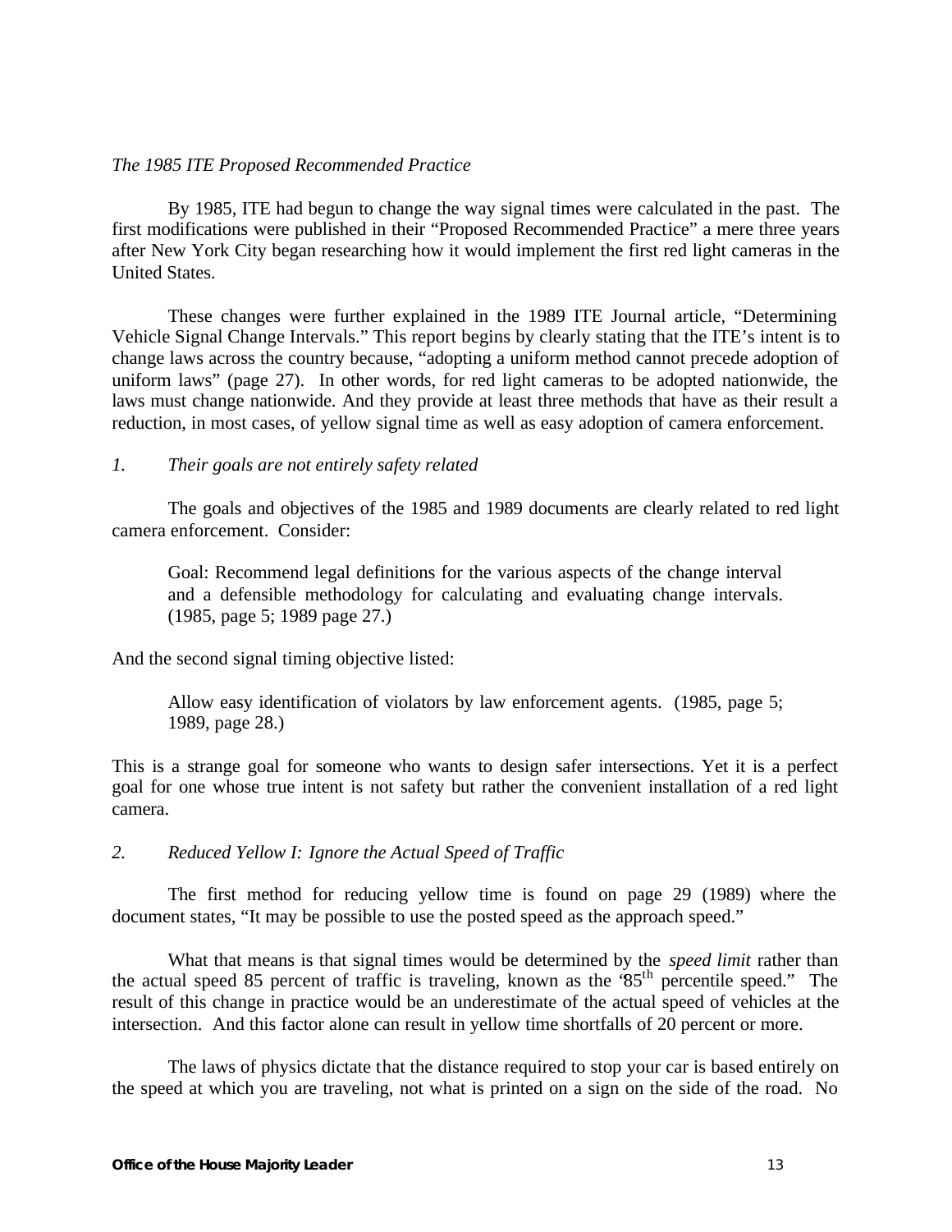*The 1985 ITE Proposed Recommended Practice*

By 1985, ITE had begun to change the way signal times were calculated in the past. The first modifications were published in their "Proposed Recommended Practice" a mere three years after New York City began researching how it would implement the first red light cameras in the United States.

These changes were further explained in the 1989 ITE Journal article, "Determining Vehicle Signal Change Intervals." This report begins by clearly stating that the ITE's intent is to change laws across the country because, "adopting a uniform method cannot precede adoption of uniform laws" (page 27). In other words, for red light cameras to be adopted nationwide, the laws must change nationwide. And they provide at least three methods that have as their result a reduction, in most cases, of yellow signal time as well as easy adoption of camera enforcement.

*1. Their goals are not entirely safety related*

The goals and objectives of the 1985 and 1989 documents are clearly related to red light camera enforcement. Consider:

> Goal: Recommend legal definitions for the various aspects of the change interval and a defensible methodology for calculating and evaluating change intervals. (1985, page 5; 1989 page 27.)

And the second signal timing objective listed:

> Allow easy identification of violators by law enforcement agents. (1985, page 5; 1989, page 28.)

This is a strange goal for someone who wants to design safer intersections. Yet it is a perfect goal for one whose true intent is not safety but rather the convenient installation of a red light camera.

*2. Reduced Yellow I: Ignore the Actual Speed of Traffic*

The first method for reducing yellow time is found on page 29 (1989) where the document states, "It may be possible to use the posted speed as the approach speed."

What that means is that signal times would be determined by the *speed limit* rather than the actual speed 85 percent of traffic is traveling, known as the "85th percentile speed." The result of this change in practice would be an underestimate of the actual speed of vehicles at the intersection. And this factor alone can result in yellow time shortfalls of 20 percent or more.

The laws of physics dictate that the distance required to stop your car is based entirely on the speed at which you are traveling, not what is printed on a sign on the side of the road. No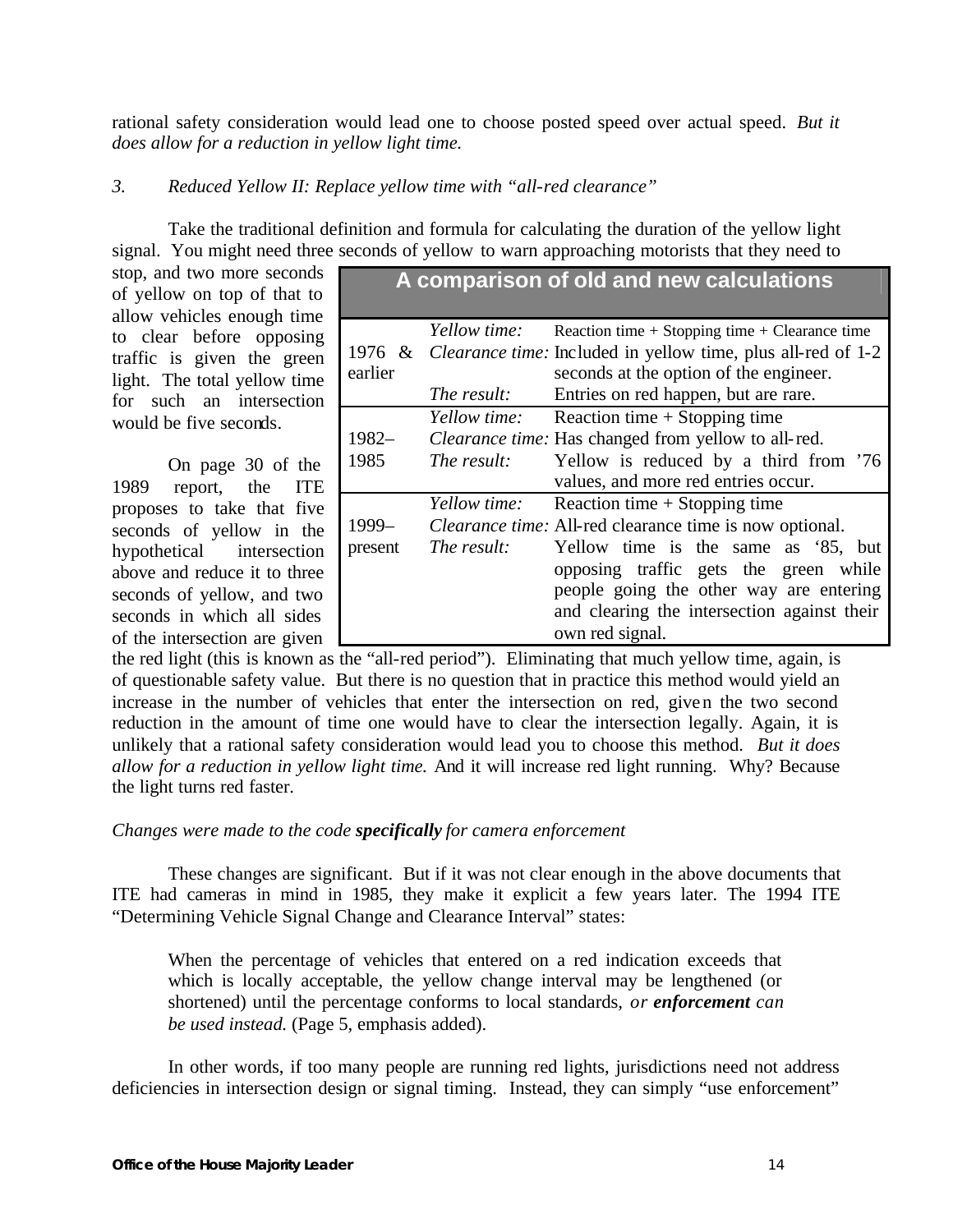rational safety consideration would lead one to choose posted speed over actual speed. *But it does allow for a reduction in yellow light time.*

*3. Reduced Yellow II: Replace yellow time with "all-red clearance"*

Take the traditional definition and formula for calculating the duration of the yellow light signal. You might need three seconds of yellow to warn approaching motorists that they need to stop, and two more seconds of yellow on top of that to allow vehicles enough time to clear before opposing traffic is given the green light. The total yellow time for such an intersection would be five seconds.

On page 30 of the 1989 report, the ITE proposes to take that five seconds of yellow in the hypothetical intersection above and reduce it to three seconds of yellow, and two seconds in which all sides of the intersection are given the red light (this is known as the "all-red period"). Eliminating that much yellow time, again, is of questionable safety value. But there is no question that in practice this method would yield an increase in the number of vehicles that enter the intersection on red, given the two second reduction in the amount of time one would have to clear the intersection legally. Again, it is unlikely that a rational safety consideration would lead you to choose this method. *But it does allow for a reduction in yellow light time.* And it will increase red light running. Why? Because the light turns red faster.

| A comparison of old and new calculations | | |
|---|---|---|
| 1976 & earlier | *Yellow time:* | Reaction time + Stopping time + Clearance time |
| | *Clearance time:* | Included in yellow time, plus all-red of 1-2 seconds at the option of the engineer. |
| | *The result:* | Entries on red happen, but are rare. |
| 1982–1985 | *Yellow time:* | Reaction time + Stopping time |
| | *Clearance time:* | Has changed from yellow to all-red. |
| | *The result:* | Yellow is reduced by a third from '76 values, and more red entries occur. |
| 1999–present | *Yellow time:* | Reaction time + Stopping time |
| | *Clearance time:* | All-red clearance time is now optional. |
| | *The result:* | Yellow time is the same as '85, but opposing traffic gets the green while people going the other way are entering and clearing the intersection against their own red signal. |

*Changes were made to the code **specifically** for camera enforcement*

These changes are significant. But if it was not clear enough in the above documents that ITE had cameras in mind in 1985, they make it explicit a few years later. The 1994 ITE "Determining Vehicle Signal Change and Clearance Interval" states:

> When the percentage of vehicles that entered on a red indication exceeds that which is locally acceptable, the yellow change interval may be lengthened (or shortened) until the percentage conforms to local standards, *or **enforcement** can be used instead.* (Page 5, emphasis added).

In other words, if too many people are running red lights, jurisdictions need not address deficiencies in intersection design or signal timing. Instead, they can simply "use enforcement"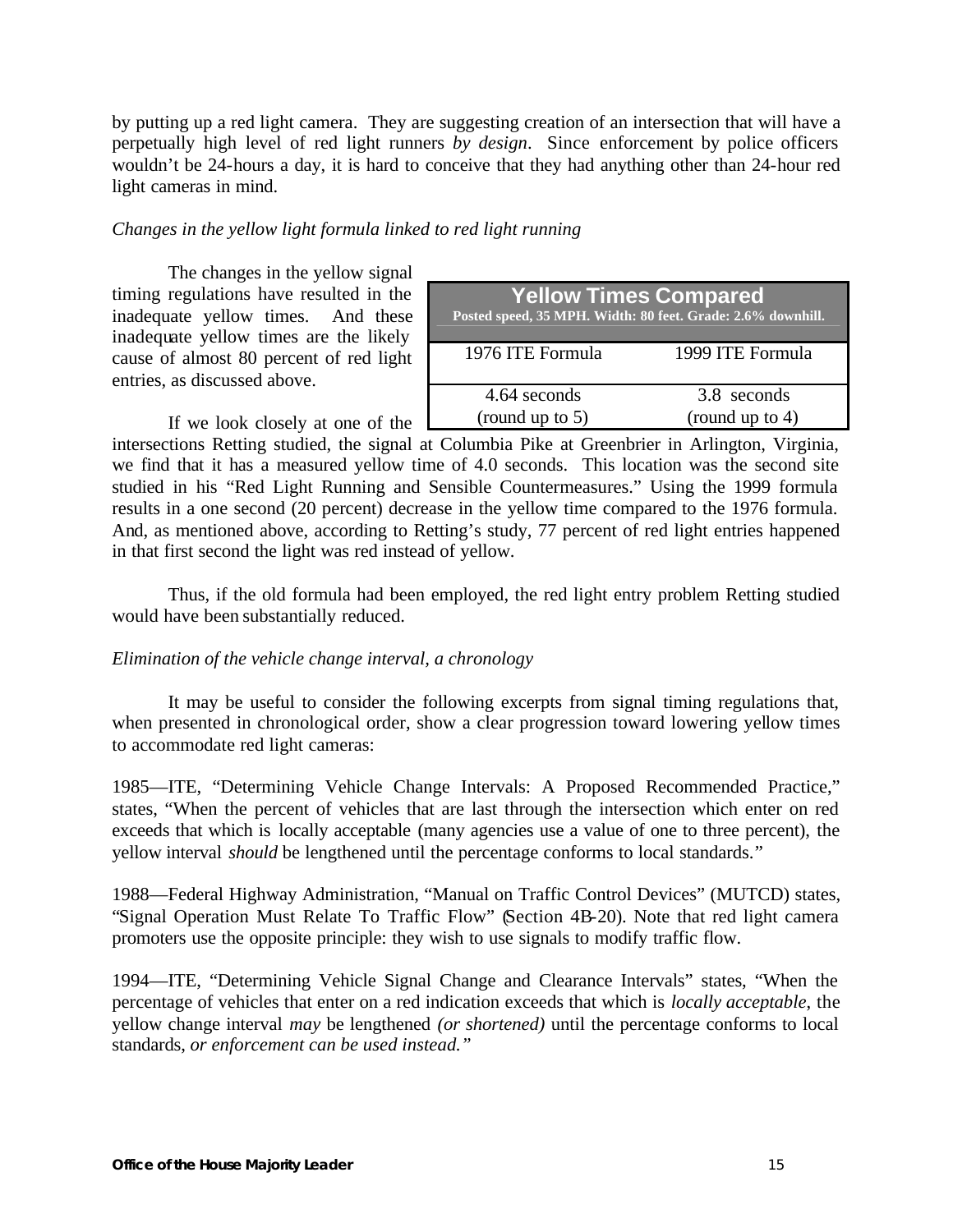by putting up a red light camera. They are suggesting creation of an intersection that will have a perpetually high level of red light runners *by design*. Since enforcement by police officers wouldn't be 24-hours a day, it is hard to conceive that they had anything other than 24-hour red light cameras in mind.

*Changes in the yellow light formula linked to red light running*

The changes in the yellow signal timing regulations have resulted in the inadequate yellow times. And these inadequate yellow times are the likely cause of almost 80 percent of red light entries, as discussed above.

| **Yellow Times Compared** | |
|---|---|
| **Posted speed, 35 MPH. Width: 80 feet. Grade: 2.6% downhill.** | |
| 1976 ITE Formula | 1999 ITE Formula |
| 4.64 seconds (round up to 5) | 3.8 seconds (round up to 4) |

If we look closely at one of the intersections Retting studied, the signal at Columbia Pike at Greenbrier in Arlington, Virginia, we find that it has a measured yellow time of 4.0 seconds. This location was the second site studied in his "Red Light Running and Sensible Countermeasures." Using the 1999 formula results in a one second (20 percent) decrease in the yellow time compared to the 1976 formula. And, as mentioned above, according to Retting's study, 77 percent of red light entries happened in that first second the light was red instead of yellow.

Thus, if the old formula had been employed, the red light entry problem Retting studied would have been substantially reduced.

*Elimination of the vehicle change interval, a chronology*

It may be useful to consider the following excerpts from signal timing regulations that, when presented in chronological order, show a clear progression toward lowering yellow times to accommodate red light cameras:

1985—ITE, "Determining Vehicle Change Intervals: A Proposed Recommended Practice," states, "When the percent of vehicles that are last through the intersection which enter on red exceeds that which is locally acceptable (many agencies use a value of one to three percent), the yellow interval *should* be lengthened until the percentage conforms to local standards."

1988—Federal Highway Administration, "Manual on Traffic Control Devices" (MUTCD) states, "Signal Operation Must Relate To Traffic Flow" (Section 4B-20). Note that red light camera promoters use the opposite principle: they wish to use signals to modify traffic flow.

1994—ITE, "Determining Vehicle Signal Change and Clearance Intervals" states, "When the percentage of vehicles that enter on a red indication exceeds that which is *locally acceptable*, the yellow change interval *may* be lengthened *(or shortened)* until the percentage conforms to local standards, *or enforcement can be used instead."*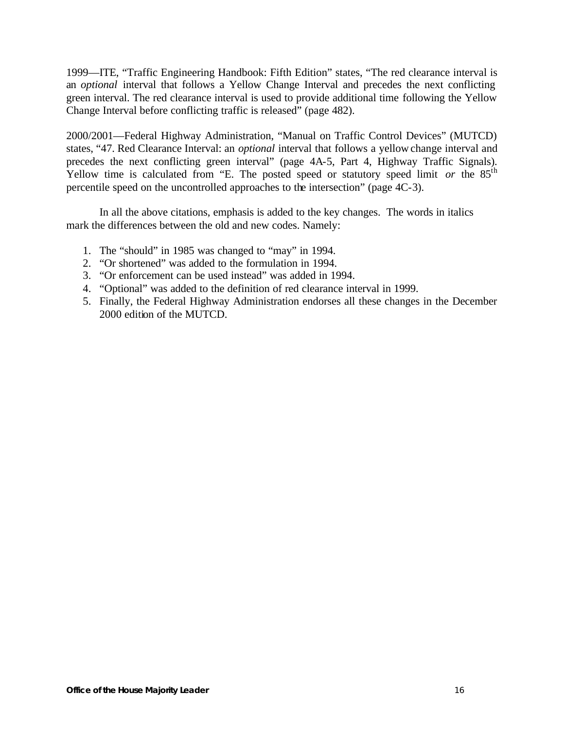1999—ITE, "Traffic Engineering Handbook: Fifth Edition" states, "The red clearance interval is an *optional* interval that follows a Yellow Change Interval and precedes the next conflicting green interval. The red clearance interval is used to provide additional time following the Yellow Change Interval before conflicting traffic is released" (page 482).

2000/2001—Federal Highway Administration, "Manual on Traffic Control Devices" (MUTCD) states, "47. Red Clearance Interval: an *optional* interval that follows a yellow change interval and precedes the next conflicting green interval" (page 4A-5, Part 4, Highway Traffic Signals). Yellow time is calculated from "E. The posted speed or statutory speed limit *or* the 85$^{th}$ percentile speed on the uncontrolled approaches to the intersection" (page 4C-3).

In all the above citations, emphasis is added to the key changes. The words in italics mark the differences between the old and new codes. Namely:

1. The "should" in 1985 was changed to "may" in 1994.
2. "Or shortened" was added to the formulation in 1994.
3. "Or enforcement can be used instead" was added in 1994.
4. "Optional" was added to the definition of red clearance interval in 1999.
5. Finally, the Federal Highway Administration endorses all these changes in the December 2000 edition of the MUTCD.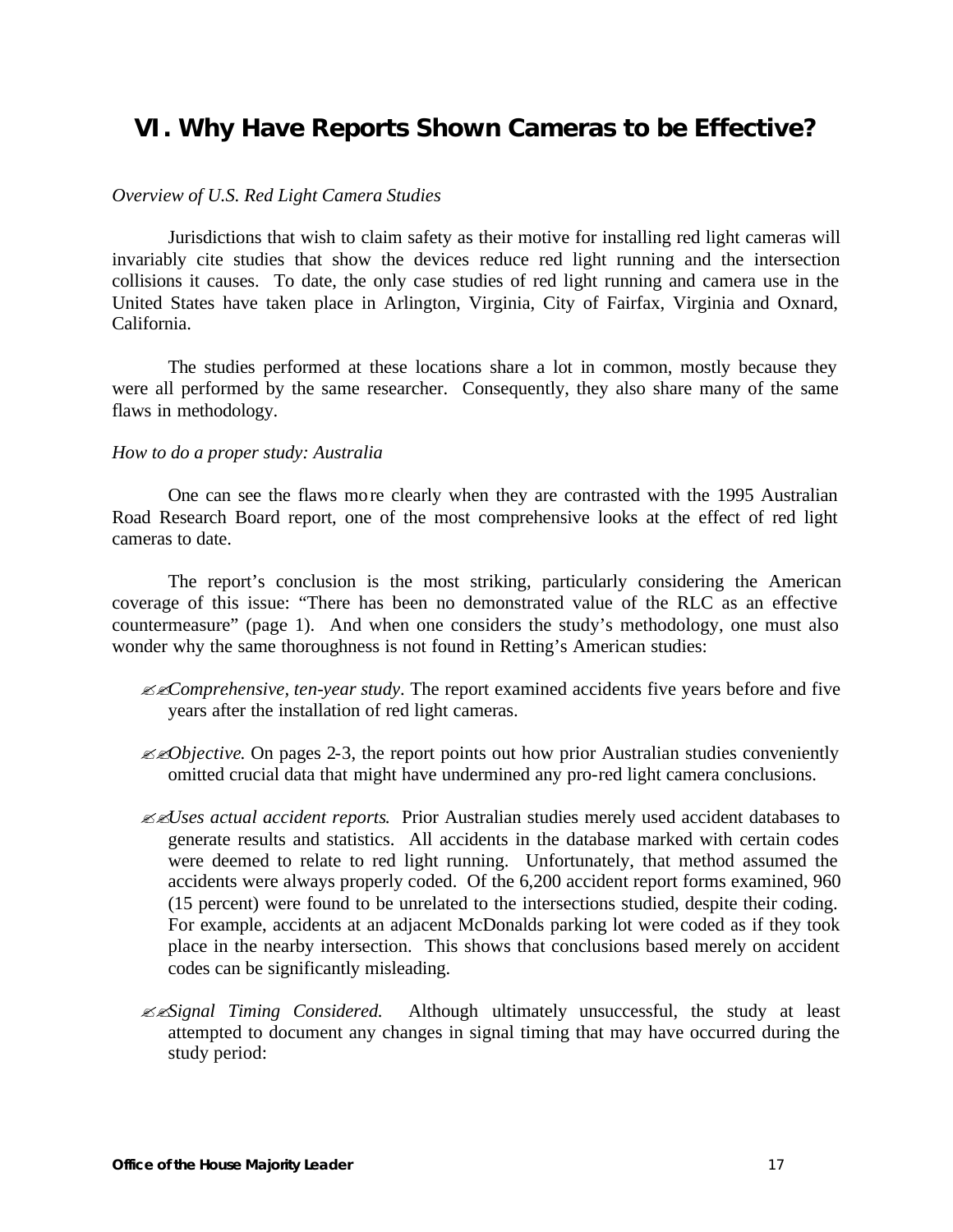## VI. Why Have Reports Shown Cameras to be Effective?

*Overview of U.S. Red Light Camera Studies*

Jurisdictions that wish to claim safety as their motive for installing red light cameras will invariably cite studies that show the devices reduce red light running and the intersection collisions it causes. To date, the only case studies of red light running and camera use in the United States have taken place in Arlington, Virginia, City of Fairfax, Virginia and Oxnard, California.

The studies performed at these locations share a lot in common, mostly because they were all performed by the same researcher. Consequently, they also share many of the same flaws in methodology.

*How to do a proper study: Australia*

One can see the flaws more clearly when they are contrasted with the 1995 Australian Road Research Board report, one of the most comprehensive looks at the effect of red light cameras to date.

The report's conclusion is the most striking, particularly considering the American coverage of this issue: "There has been no demonstrated value of the RLC as an effective countermeasure" (page 1). And when one considers the study's methodology, one must also wonder why the same thoroughness is not found in Retting's American studies:

- *Comprehensive, ten-year study*. The report examined accidents five years before and five years after the installation of red light cameras.
- *Objective*. On pages 2-3, the report points out how prior Australian studies conveniently omitted crucial data that might have undermined any pro-red light camera conclusions.
- *Uses actual accident reports*. Prior Australian studies merely used accident databases to generate results and statistics. All accidents in the database marked with certain codes were deemed to relate to red light running. Unfortunately, that method assumed the accidents were always properly coded. Of the 6,200 accident report forms examined, 960 (15 percent) were found to be unrelated to the intersections studied, despite their coding. For example, accidents at an adjacent McDonalds parking lot were coded as if they took place in the nearby intersection. This shows that conclusions based merely on accident codes can be significantly misleading.
- *Signal Timing Considered.* Although ultimately unsuccessful, the study at least attempted to document any changes in signal timing that may have occurred during the study period: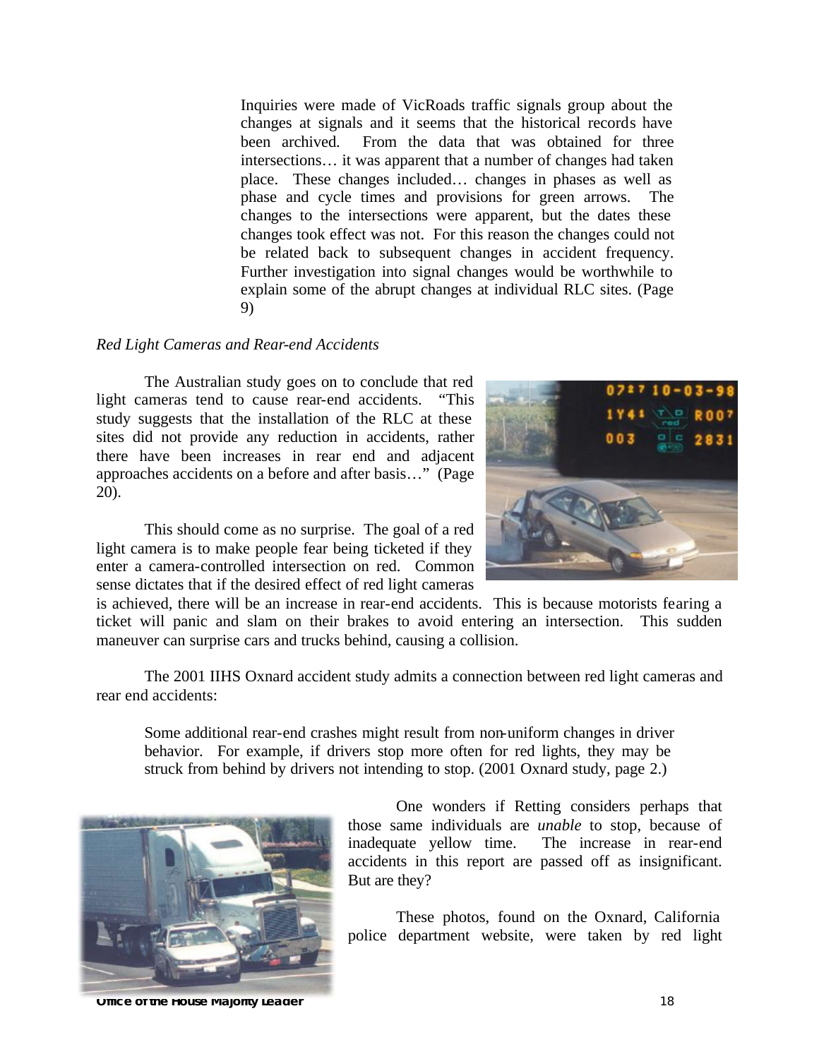> Inquiries were made of VicRoads traffic signals group about the changes at signals and it seems that the historical records have been archived. From the data that was obtained for three intersections… it was apparent that a number of changes had taken place. These changes included… changes in phases as well as phase and cycle times and provisions for green arrows. The changes to the intersections were apparent, but the dates these changes took effect was not. For this reason the changes could not be related back to subsequent changes in accident frequency. Further investigation into signal changes would be worthwhile to explain some of the abrupt changes at individual RLC sites. (Page 9)

*Red Light Cameras and Rear-end Accidents*

The Australian study goes on to conclude that red light cameras tend to cause rear-end accidents. "This study suggests that the installation of the RLC at these sites did not provide any reduction in accidents, rather there have been increases in rear end and adjacent approaches accidents on a before and after basis…" (Page 20).

This should come as no surprise. The goal of a red light camera is to make people fear being ticketed if they enter a camera-controlled intersection on red. Common sense dictates that if the desired effect of red light cameras is achieved, there will be an increase in rear-end accidents. This is because motorists fearing a ticket will panic and slam on their brakes to avoid entering an intersection. This sudden maneuver can surprise cars and trucks behind, causing a collision.

The 2001 IIHS Oxnard accident study admits a connection between red light cameras and rear end accidents:

> Some additional rear-end crashes might result from non-uniform changes in driver behavior. For example, if drivers stop more often for red lights, they may be struck from behind by drivers not intending to stop. (2001 Oxnard study, page 2.)

One wonders if Retting considers perhaps that those same individuals are *unable* to stop, because of inadequate yellow time. The increase in rear-end accidents in this report are passed off as insignificant. But are they?

These photos, found on the Oxnard, California police department website, were taken by red light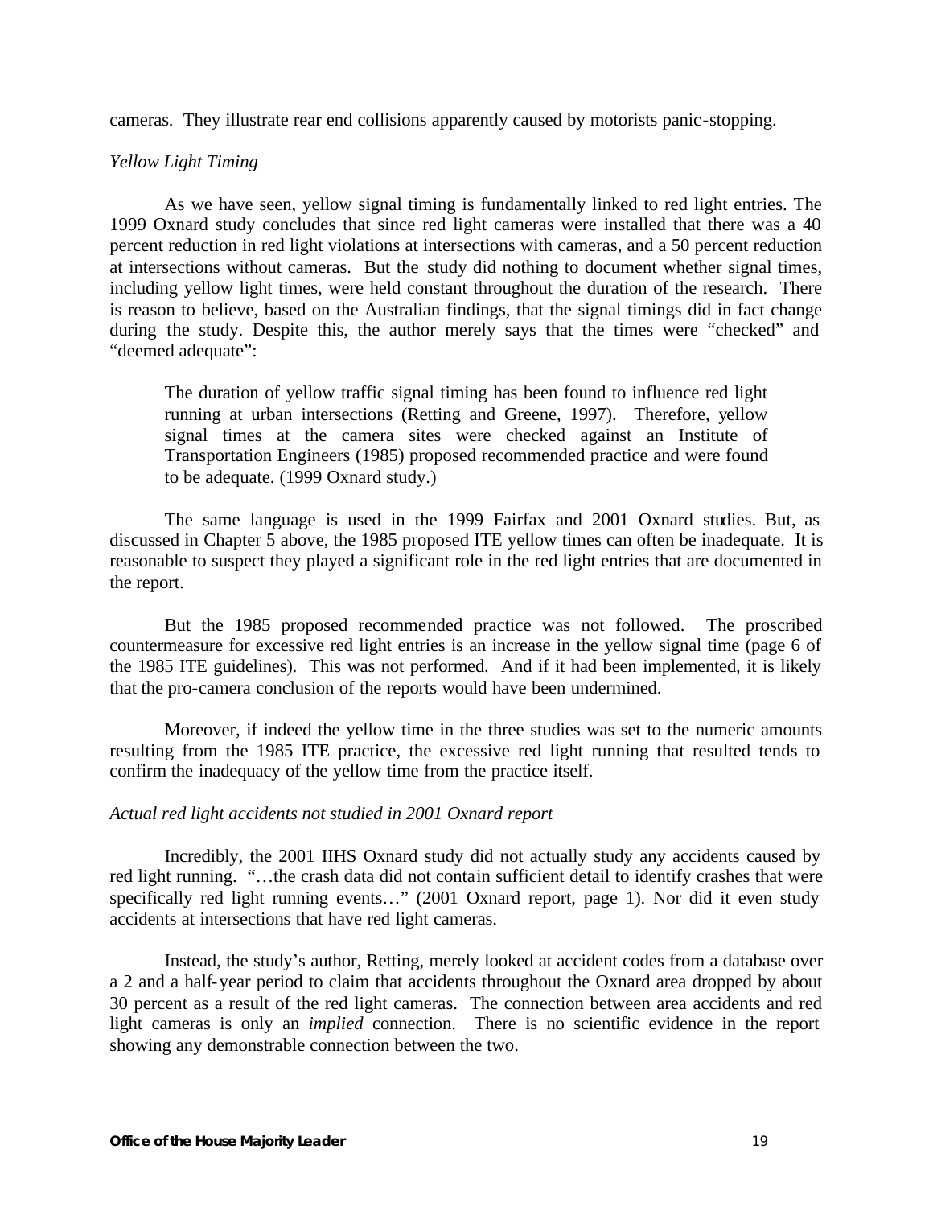cameras. They illustrate rear end collisions apparently caused by motorists panic-stopping.

*Yellow Light Timing*

As we have seen, yellow signal timing is fundamentally linked to red light entries. The 1999 Oxnard study concludes that since red light cameras were installed that there was a 40 percent reduction in red light violations at intersections with cameras, and a 50 percent reduction at intersections without cameras. But the study did nothing to document whether signal times, including yellow light times, were held constant throughout the duration of the research. There is reason to believe, based on the Australian findings, that the signal timings did in fact change during the study. Despite this, the author merely says that the times were "checked" and "deemed adequate":

> The duration of yellow traffic signal timing has been found to influence red light running at urban intersections (Retting and Greene, 1997). Therefore, yellow signal times at the camera sites were checked against an Institute of Transportation Engineers (1985) proposed recommended practice and were found to be adequate. (1999 Oxnard study.)

The same language is used in the 1999 Fairfax and 2001 Oxnard studies. But, as discussed in Chapter 5 above, the 1985 proposed ITE yellow times can often be inadequate. It is reasonable to suspect they played a significant role in the red light entries that are documented in the report.

But the 1985 proposed recommended practice was not followed. The proscribed countermeasure for excessive red light entries is an increase in the yellow signal time (page 6 of the 1985 ITE guidelines). This was not performed. And if it had been implemented, it is likely that the pro-camera conclusion of the reports would have been undermined.

Moreover, if indeed the yellow time in the three studies was set to the numeric amounts resulting from the 1985 ITE practice, the excessive red light running that resulted tends to confirm the inadequacy of the yellow time from the practice itself.

*Actual red light accidents not studied in 2001 Oxnard report*

Incredibly, the 2001 IIHS Oxnard study did not actually study any accidents caused by red light running. "…the crash data did not contain sufficient detail to identify crashes that were specifically red light running events…" (2001 Oxnard report, page 1). Nor did it even study accidents at intersections that have red light cameras.

Instead, the study's author, Retting, merely looked at accident codes from a database over a 2 and a half-year period to claim that accidents throughout the Oxnard area dropped by about 30 percent as a result of the red light cameras. The connection between area accidents and red light cameras is only an *implied* connection. There is no scientific evidence in the report showing any demonstrable connection between the two.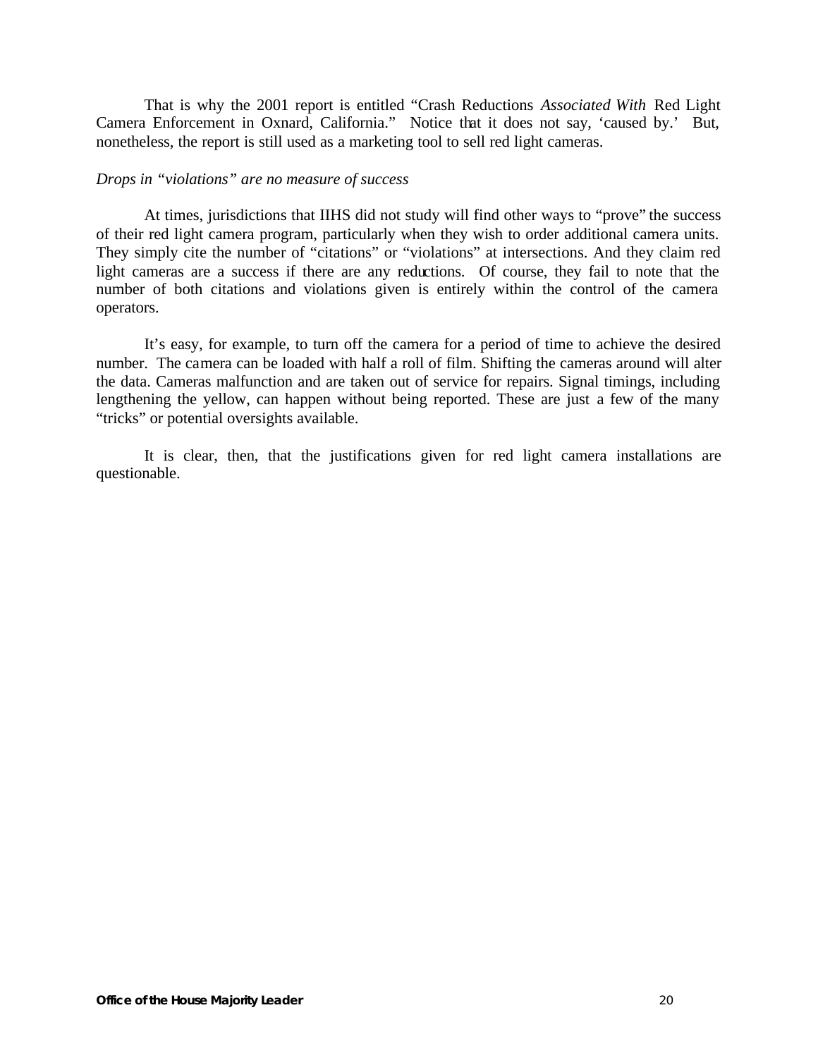That is why the 2001 report is entitled "Crash Reductions *Associated With* Red Light Camera Enforcement in Oxnard, California." Notice that it does not say, 'caused by.' But, nonetheless, the report is still used as a marketing tool to sell red light cameras.

*Drops in "violations" are no measure of success*

At times, jurisdictions that IIHS did not study will find other ways to "prove" the success of their red light camera program, particularly when they wish to order additional camera units. They simply cite the number of "citations" or "violations" at intersections. And they claim red light cameras are a success if there are any reductions. Of course, they fail to note that the number of both citations and violations given is entirely within the control of the camera operators.

It's easy, for example, to turn off the camera for a period of time to achieve the desired number. The camera can be loaded with half a roll of film. Shifting the cameras around will alter the data. Cameras malfunction and are taken out of service for repairs. Signal timings, including lengthening the yellow, can happen without being reported. These are just a few of the many "tricks" or potential oversights available.

It is clear, then, that the justifications given for red light camera installations are questionable.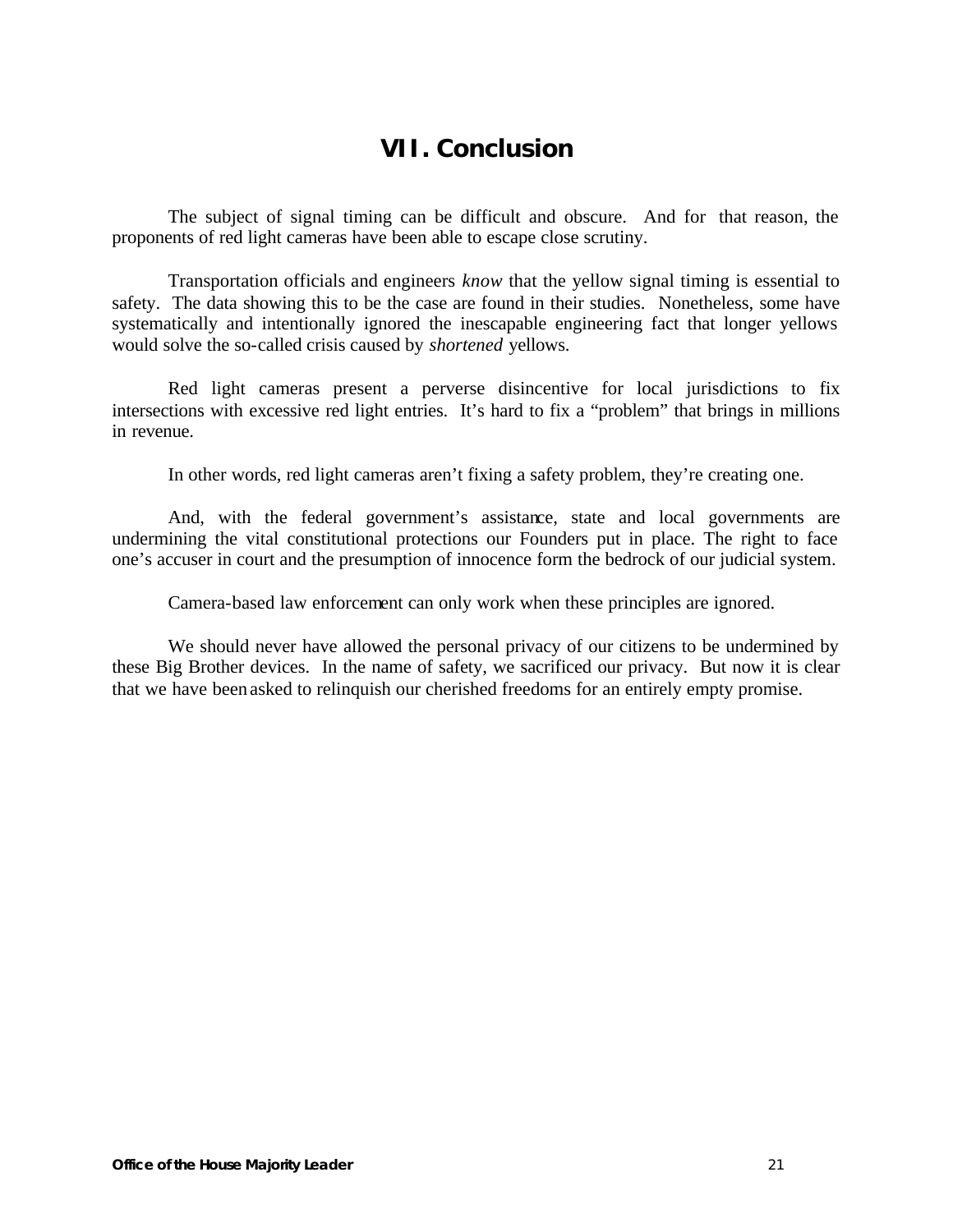# VII. Conclusion

The subject of signal timing can be difficult and obscure. And for that reason, the proponents of red light cameras have been able to escape close scrutiny.

Transportation officials and engineers *know* that the yellow signal timing is essential to safety. The data showing this to be the case are found in their studies. Nonetheless, some have systematically and intentionally ignored the inescapable engineering fact that longer yellows would solve the so-called crisis caused by *shortened* yellows.

Red light cameras present a perverse disincentive for local jurisdictions to fix intersections with excessive red light entries. It's hard to fix a "problem" that brings in millions in revenue.

In other words, red light cameras aren't fixing a safety problem, they're creating one.

And, with the federal government's assistance, state and local governments are undermining the vital constitutional protections our Founders put in place. The right to face one's accuser in court and the presumption of innocence form the bedrock of our judicial system.

Camera-based law enforcement can only work when these principles are ignored.

We should never have allowed the personal privacy of our citizens to be undermined by these Big Brother devices. In the name of safety, we sacrificed our privacy. But now it is clear that we have been asked to relinquish our cherished freedoms for an entirely empty promise.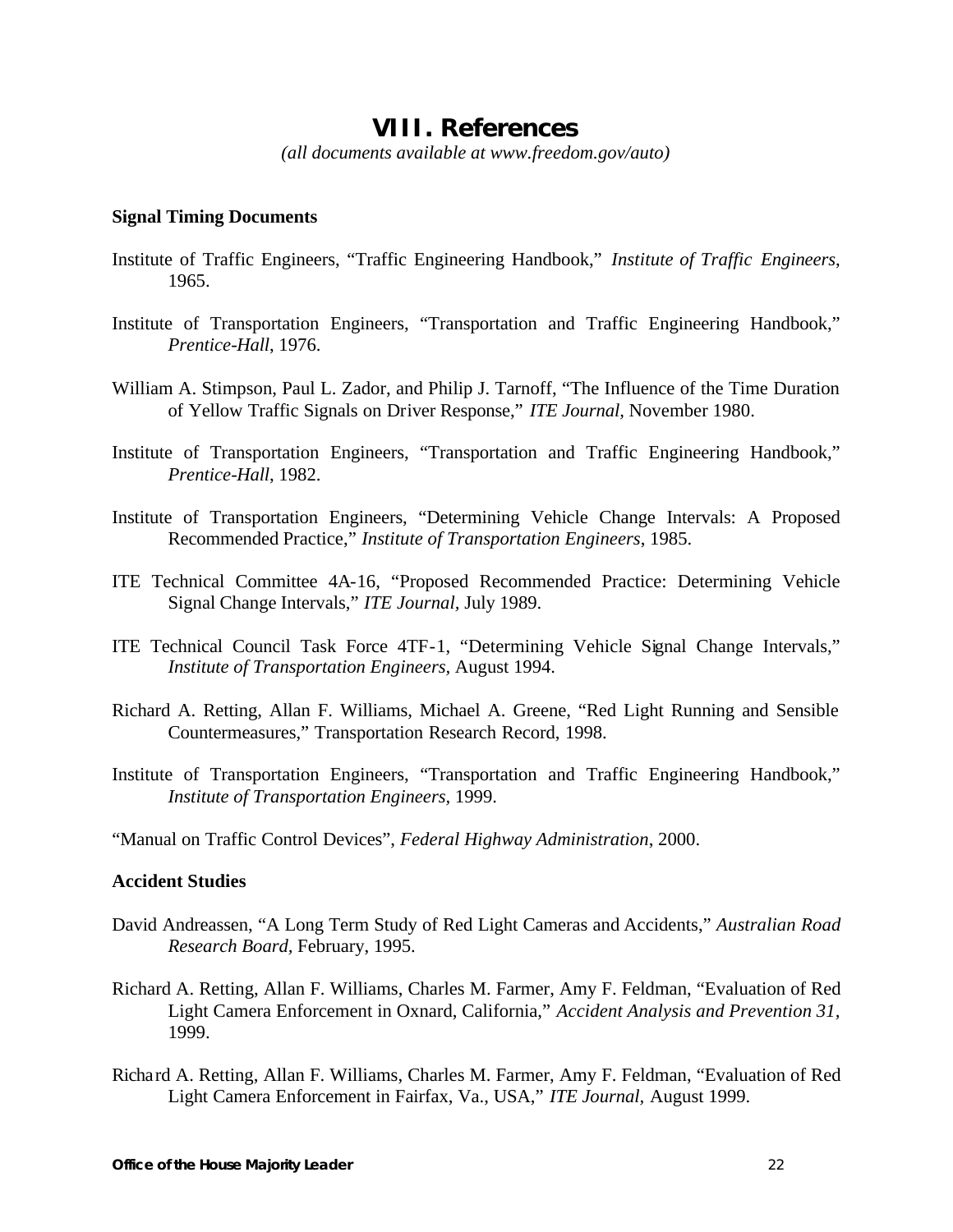# VIII. References

*(all documents available at www.freedom.gov/auto)*

**Signal Timing Documents**

Institute of Traffic Engineers, "Traffic Engineering Handbook," *Institute of Traffic Engineers*, 1965.

Institute of Transportation Engineers, "Transportation and Traffic Engineering Handbook," *Prentice-Hall*, 1976.

William A. Stimpson, Paul L. Zador, and Philip J. Tarnoff, "The Influence of the Time Duration of Yellow Traffic Signals on Driver Response," *ITE Journal*, November 1980.

Institute of Transportation Engineers, "Transportation and Traffic Engineering Handbook," *Prentice-Hall*, 1982.

Institute of Transportation Engineers, "Determining Vehicle Change Intervals: A Proposed Recommended Practice," *Institute of Transportation Engineers*, 1985.

ITE Technical Committee 4A-16, "Proposed Recommended Practice: Determining Vehicle Signal Change Intervals," *ITE Journal,* July 1989.

ITE Technical Council Task Force 4TF-1, "Determining Vehicle Signal Change Intervals," *Institute of Transportation Engineers,* August 1994.

Richard A. Retting, Allan F. Williams, Michael A. Greene, "Red Light Running and Sensible Countermeasures," Transportation Research Record, 1998.

Institute of Transportation Engineers, "Transportation and Traffic Engineering Handbook," *Institute of Transportation Engineers,* 1999.

"Manual on Traffic Control Devices", *Federal Highway Administration*, 2000.

**Accident Studies**

David Andreassen, "A Long Term Study of Red Light Cameras and Accidents," *Australian Road Research Board,* February, 1995.

Richard A. Retting, Allan F. Williams, Charles M. Farmer, Amy F. Feldman, "Evaluation of Red Light Camera Enforcement in Oxnard, California," *Accident Analysis and Prevention 31*, 1999.

Richard A. Retting, Allan F. Williams, Charles M. Farmer, Amy F. Feldman, "Evaluation of Red Light Camera Enforcement in Fairfax, Va., USA," *ITE Journal*, August 1999.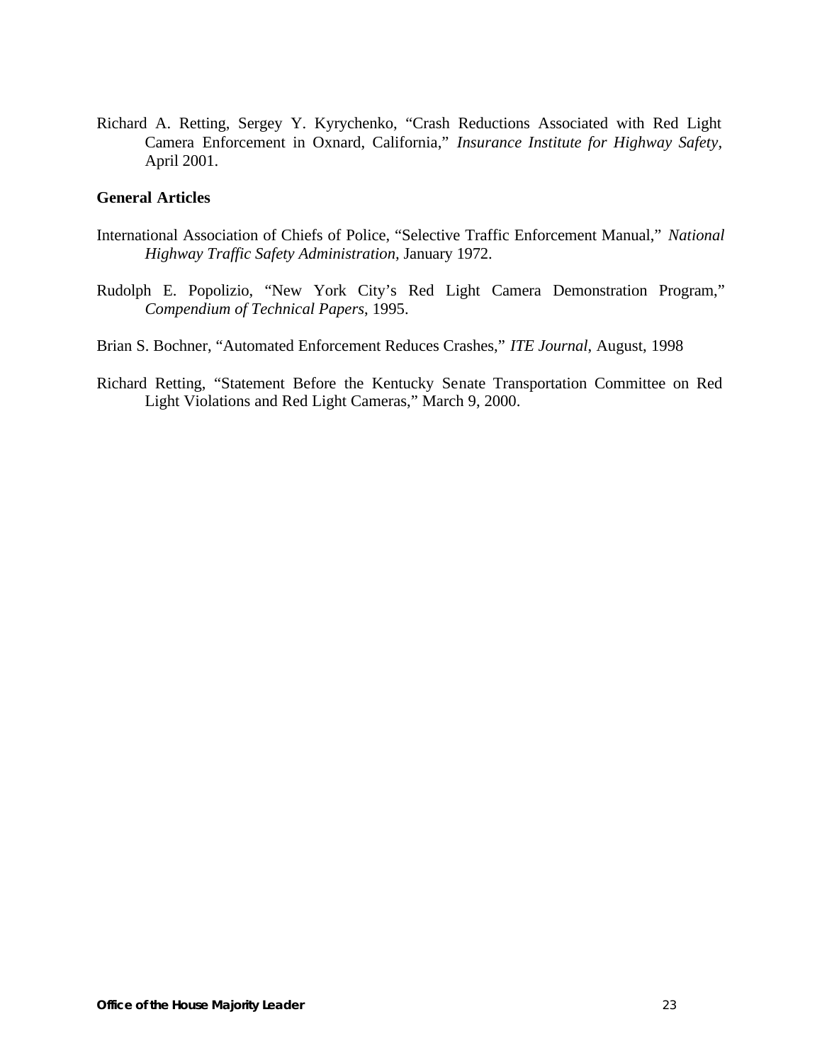Richard A. Retting, Sergey Y. Kyrychenko, "Crash Reductions Associated with Red Light Camera Enforcement in Oxnard, California," *Insurance Institute for Highway Safety*, April 2001.

### General Articles

International Association of Chiefs of Police, "Selective Traffic Enforcement Manual," *National Highway Traffic Safety Administration*, January 1972.

Rudolph E. Popolizio, "New York City's Red Light Camera Demonstration Program," *Compendium of Technical Papers*, 1995.

Brian S. Bochner, "Automated Enforcement Reduces Crashes," *ITE Journal*, August, 1998

Richard Retting, "Statement Before the Kentucky Senate Transportation Committee on Red Light Violations and Red Light Cameras," March 9, 2000.